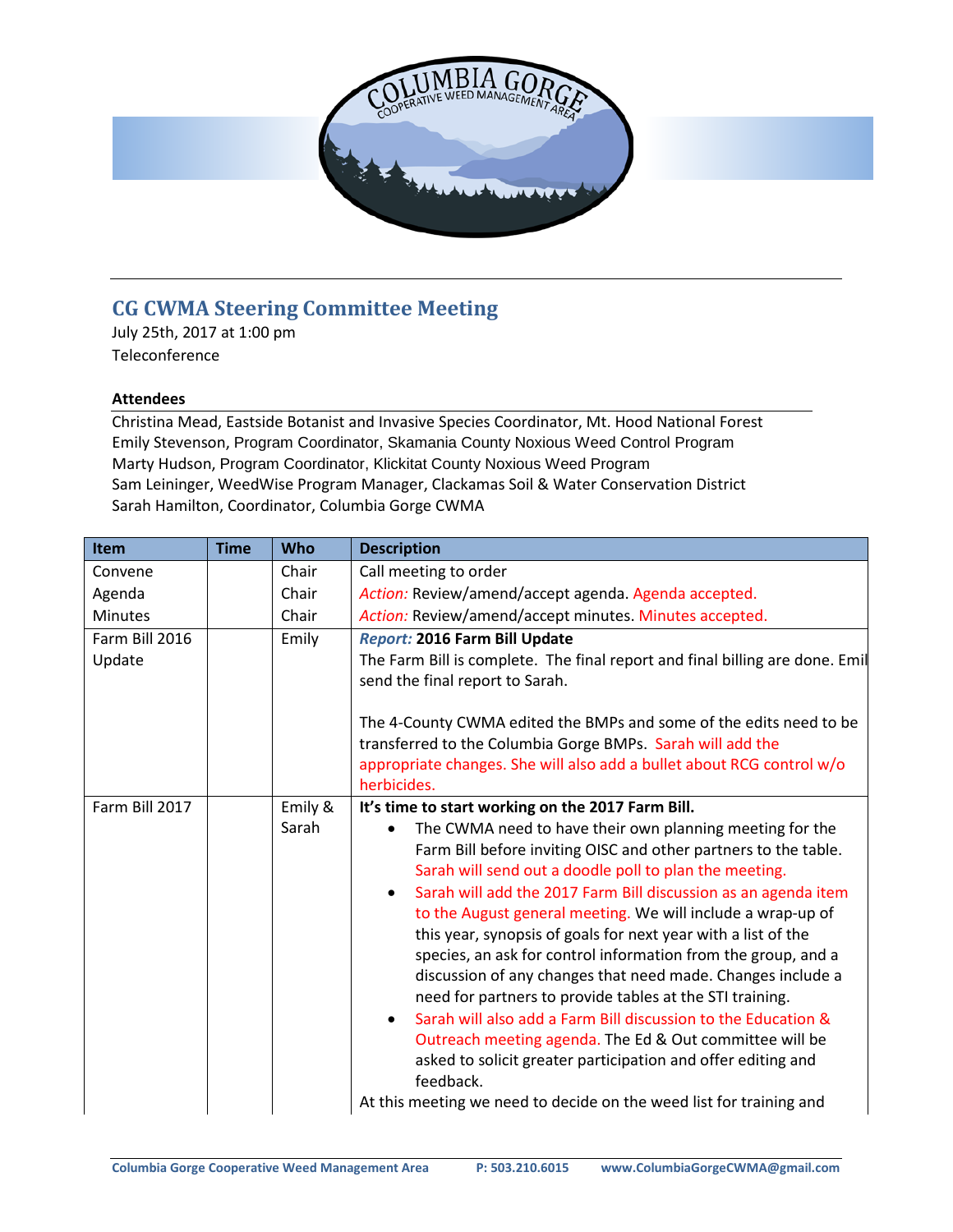## CG CWMA Steering Committee Meeting

July 25th, 2017 at 1:00 pm
Teleconference

**Attendees**

Christina Mead, Eastside Botanist and Invasive Species Coordinator, Mt. Hood National Forest
Emily Stevenson, Program Coordinator, Skamania County Noxious Weed Control Program
Marty Hudson, Program Coordinator, Klickitat County Noxious Weed Program
Sam Leininger, WeedWise Program Manager, Clackamas Soil & Water Conservation District
Sarah Hamilton, Coordinator, Columbia Gorge CWMA

| Item | Time | Who | Description |
|---|---|---|---|
| Convene | | Chair | Call meeting to order |
| Agenda | | Chair | *Action:* Review/amend/accept agenda. Agenda accepted. |
| Minutes | | Chair | *Action:* Review/amend/accept minutes. Minutes accepted. |
| Farm Bill 2016 Update | | Emily | ***Report:* 2016 Farm Bill Update**<br>The Farm Bill is complete. The final report and final billing are done. Emil send the final report to Sarah.<br><br>The 4-County CWMA edited the BMPs and some of the edits need to be transferred to the Columbia Gorge BMPs. Sarah will add the appropriate changes. She will also add a bullet about RCG control w/o herbicides. |
| Farm Bill 2017 | | Emily & Sarah | **It's time to start working on the 2017 Farm Bill.**<br>• The CWMA need to have their own planning meeting for the Farm Bill before inviting OISC and other partners to the table. Sarah will send out a doodle poll to plan the meeting.<br>• Sarah will add the 2017 Farm Bill discussion as an agenda item to the August general meeting. We will include a wrap-up of this year, synopsis of goals for next year with a list of the species, an ask for control information from the group, and a discussion of any changes that need made. Changes include a need for partners to provide tables at the STI training.<br>• Sarah will also add a Farm Bill discussion to the Education & Outreach meeting agenda. The Ed & Out committee will be asked to solicit greater participation and offer editing and feedback.<br>At this meeting we need to decide on the weed list for training and |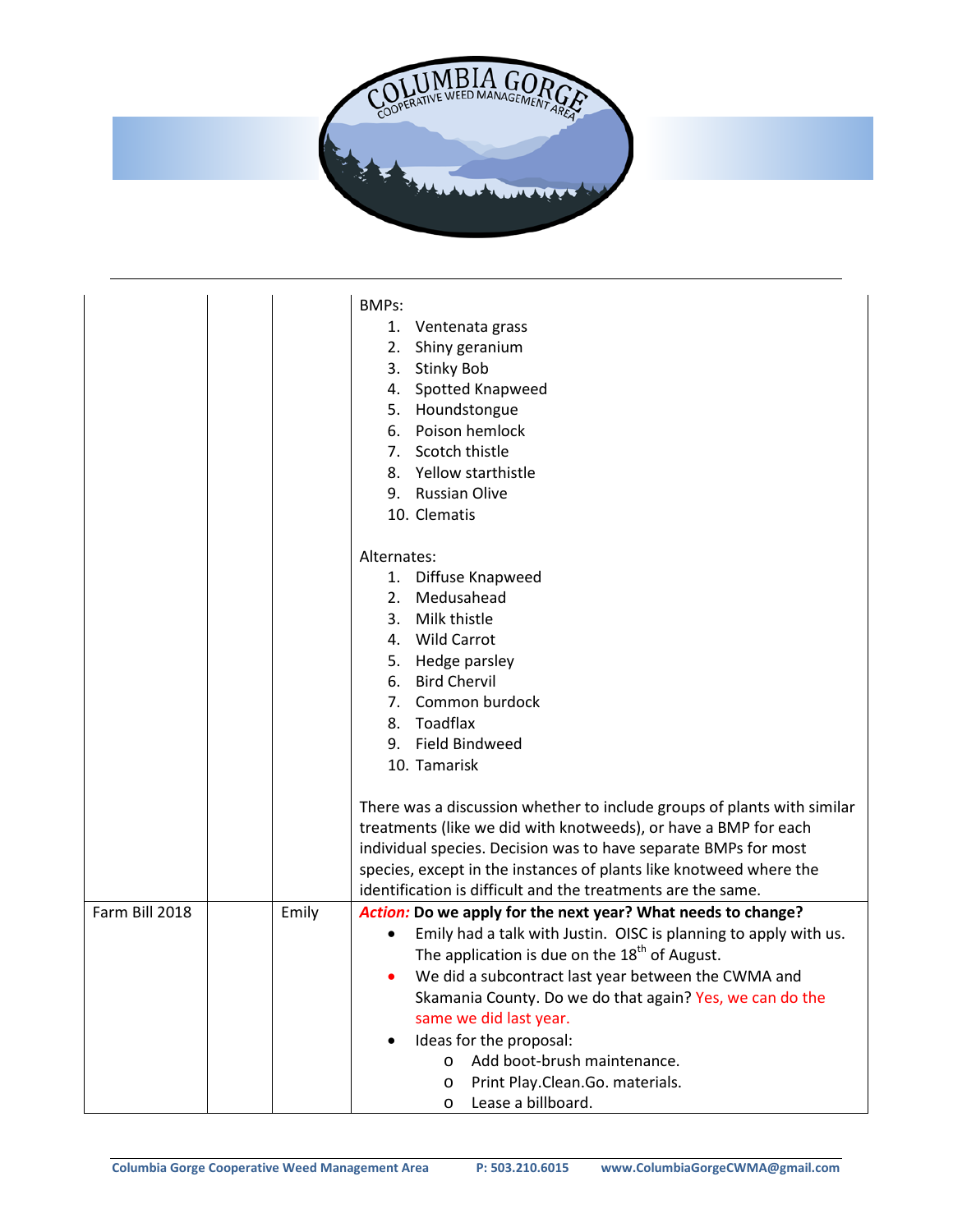| | | | |
|---|---|---|---|
| | | | BMPs:<br>1. Ventenata grass<br>2. Shiny geranium<br>3. Stinky Bob<br>4. Spotted Knapweed<br>5. Houndstongue<br>6. Poison hemlock<br>7. Scotch thistle<br>8. Yellow starthistle<br>9. Russian Olive<br>10. Clematis<br><br>Alternates:<br>1. Diffuse Knapweed<br>2. Medusahead<br>3. Milk thistle<br>4. Wild Carrot<br>5. Hedge parsley<br>6. Bird Chervil<br>7. Common burdock<br>8. Toadflax<br>9. Field Bindweed<br>10. Tamarisk<br><br>There was a discussion whether to include groups of plants with similar treatments (like we did with knotweeds), or have a BMP for each individual species. Decision was to have separate BMPs for most species, except in the instances of plants like knotweed where the identification is difficult and the treatments are the same. |
| Farm Bill 2018 | | Emily | ***Action:*** **Do we apply for the next year? What needs to change?**<br>• Emily had a talk with Justin. OISC is planning to apply with us. The application is due on the 18th of August.<br>• We did a subcontract last year between the CWMA and Skamania County. Do we do that again? Yes, we can do the same we did last year.<br>• Ideas for the proposal:<br>&nbsp;&nbsp;&nbsp;&nbsp;o Add boot-brush maintenance.<br>&nbsp;&nbsp;&nbsp;&nbsp;o Print Play.Clean.Go. materials.<br>&nbsp;&nbsp;&nbsp;&nbsp;o Lease a billboard. |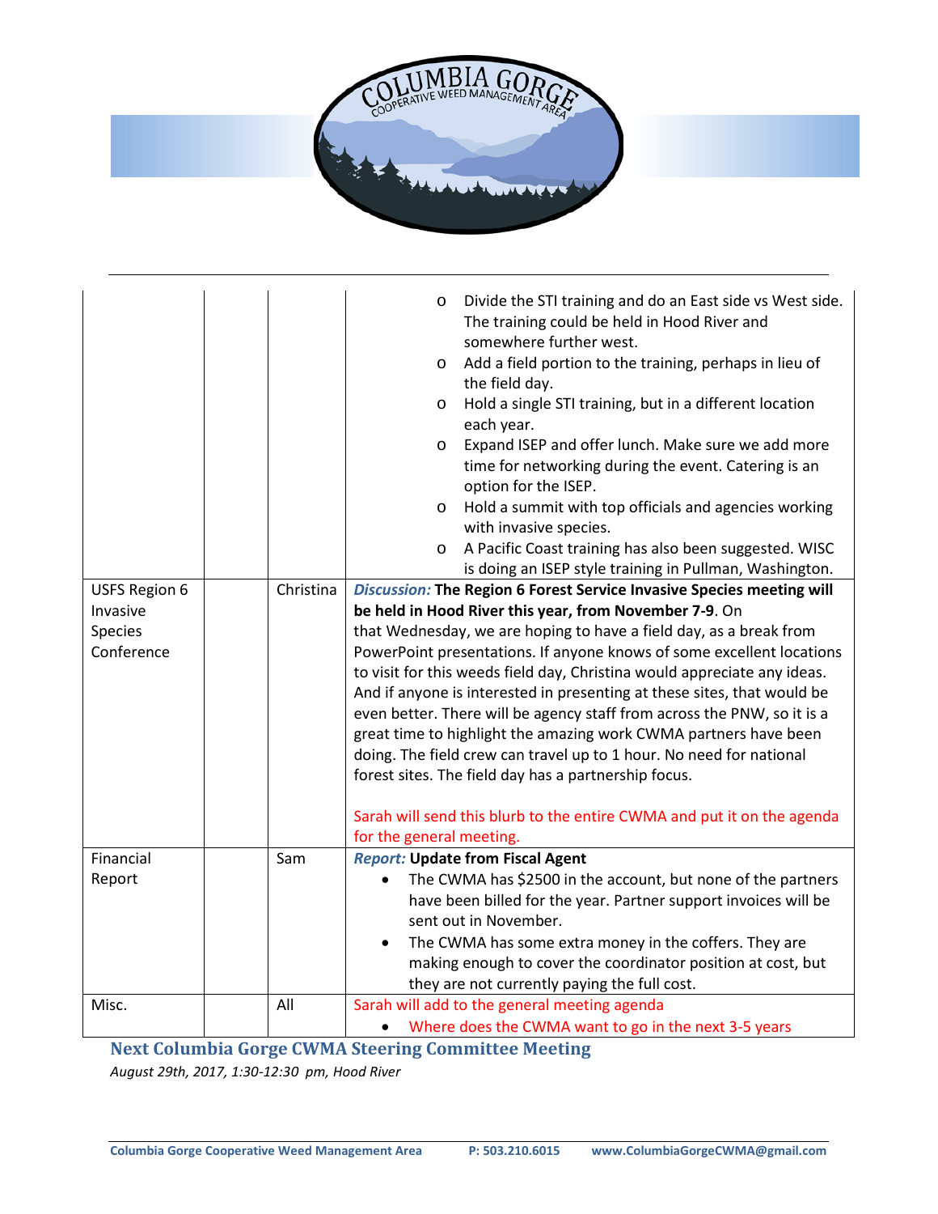| | | | |
|---|---|---|---|
| | | | o Divide the STI training and do an East side vs West side. The training could be held in Hood River and somewhere further west.<br>o Add a field portion to the training, perhaps in lieu of the field day.<br>o Hold a single STI training, but in a different location each year.<br>o Expand ISEP and offer lunch. Make sure we add more time for networking during the event. Catering is an option for the ISEP.<br>o Hold a summit with top officials and agencies working with invasive species.<br>o A Pacific Coast training has also been suggested. WISC is doing an ISEP style training in Pullman, Washington. |
| USFS Region 6 Invasive Species Conference | | Christina | ***Discussion:*** **The Region 6 Forest Service Invasive Species meeting will be held in Hood River this year, from November 7-9**. On that Wednesday, we are hoping to have a field day, as a break from PowerPoint presentations. If anyone knows of some excellent locations to visit for this weeds field day, Christina would appreciate any ideas. And if anyone is interested in presenting at these sites, that would be even better. There will be agency staff from across the PNW, so it is a great time to highlight the amazing work CWMA partners have been doing. The field crew can travel up to 1 hour. No need for national forest sites. The field day has a partnership focus.<br><br>Sarah will send this blurb to the entire CWMA and put it on the agenda for the general meeting. |
| Financial Report | | Sam | ***Report:*** **Update from Fiscal Agent**<br>• The CWMA has $2500 in the account, but none of the partners have been billed for the year. Partner support invoices will be sent out in November.<br>• The CWMA has some extra money in the coffers. They are making enough to cover the coordinator position at cost, but they are not currently paying the full cost. |
| Misc. | | All | Sarah will add to the general meeting agenda<br>• Where does the CWMA want to go in the next 3-5 years |

### Next Columbia Gorge CWMA Steering Committee Meeting

*August 29th, 2017, 1:30-12:30 pm, Hood River*